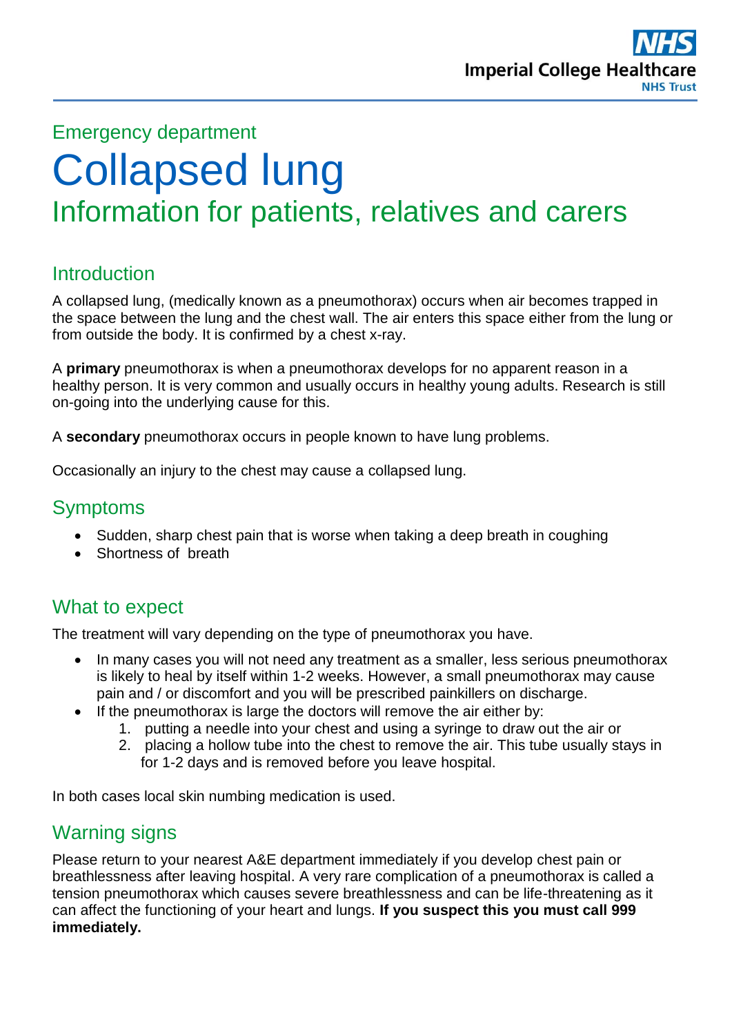Emergency department

# Collapsed lung

## Information for patients, relatives and carers

## Introduction

A collapsed lung, (medically known as a pneumothorax) occurs when air becomes trapped in the space between the lung and the chest wall. The air enters this space either from the lung or from outside the body. It is confirmed by a chest x-ray.

A **primary** pneumothorax is when a pneumothorax develops for no apparent reason in a healthy person. It is very common and usually occurs in healthy young adults. Research is still on-going into the underlying cause for this.

A **secondary** pneumothorax occurs in people known to have lung problems.

Occasionally an injury to the chest may cause a collapsed lung.

## Symptoms

- Sudden, sharp chest pain that is worse when taking a deep breath in coughing
- Shortness of breath

## What to expect

The treatment will vary depending on the type of pneumothorax you have.

- In many cases you will not need any treatment as a smaller, less serious pneumothorax is likely to heal by itself within 1-2 weeks. However, a small pneumothorax may cause pain and / or discomfort and you will be prescribed painkillers on discharge.
- If the pneumothorax is large the doctors will remove the air either by:
    1. putting a needle into your chest and using a syringe to draw out the air or
    2. placing a hollow tube into the chest to remove the air. This tube usually stays in for 1-2 days and is removed before you leave hospital.

In both cases local skin numbing medication is used.

## Warning signs

Please return to your nearest A&E department immediately if you develop chest pain or breathlessness after leaving hospital. A very rare complication of a pneumothorax is called a tension pneumothorax which causes severe breathlessness and can be life-threatening as it can affect the functioning of your heart and lungs. **If you suspect this you must call 999 immediately.**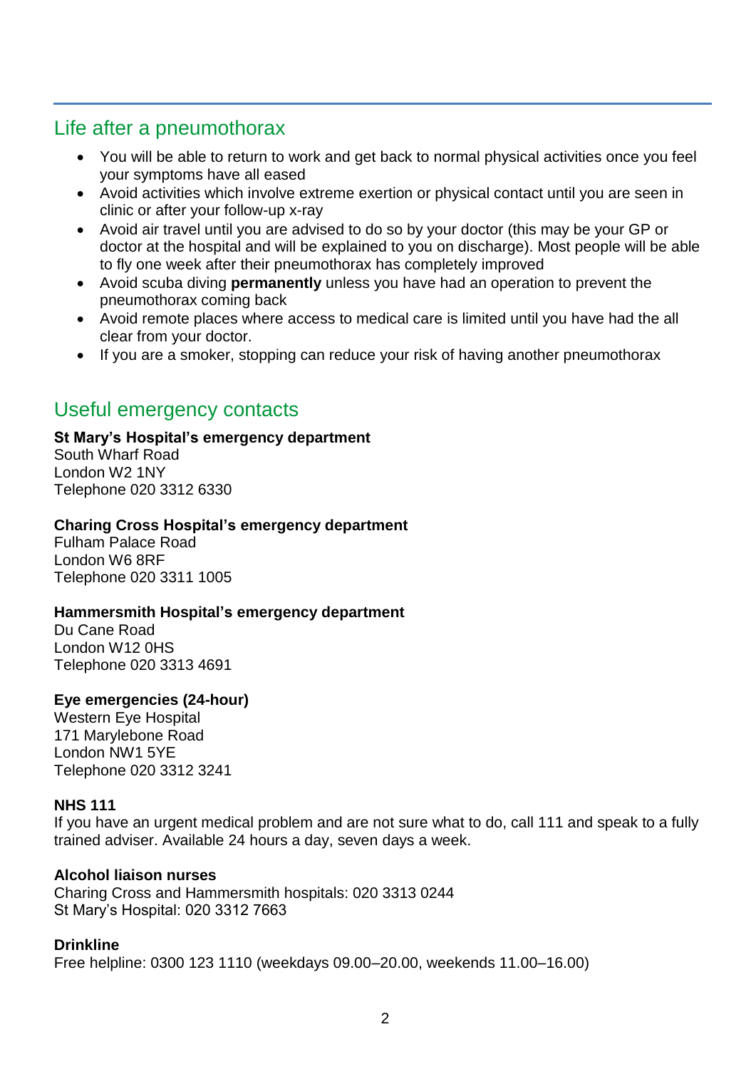## Life after a pneumothorax

- You will be able to return to work and get back to normal physical activities once you feel your symptoms have all eased
- Avoid activities which involve extreme exertion or physical contact until you are seen in clinic or after your follow-up x-ray
- Avoid air travel until you are advised to do so by your doctor (this may be your GP or doctor at the hospital and will be explained to you on discharge). Most people will be able to fly one week after their pneumothorax has completely improved
- Avoid scuba diving **permanently** unless you have had an operation to prevent the pneumothorax coming back
- Avoid remote places where access to medical care is limited until you have had the all clear from your doctor.
- If you are a smoker, stopping can reduce your risk of having another pneumothorax

## Useful emergency contacts

**St Mary's Hospital's emergency department**
South Wharf Road
London W2 1NY
Telephone 020 3312 6330

**Charing Cross Hospital's emergency department**
Fulham Palace Road
London W6 8RF
Telephone 020 3311 1005

**Hammersmith Hospital's emergency department**
Du Cane Road
London W12 0HS
Telephone 020 3313 4691

**Eye emergencies (24-hour)**
Western Eye Hospital
171 Marylebone Road
London NW1 5YE
Telephone 020 3312 3241

**NHS 111**
If you have an urgent medical problem and are not sure what to do, call 111 and speak to a fully trained adviser. Available 24 hours a day, seven days a week.

**Alcohol liaison nurses**
Charing Cross and Hammersmith hospitals: 020 3313 0244
St Mary's Hospital: 020 3312 7663

**Drinkline**
Free helpline: 0300 123 1110 (weekdays 09.00–20.00, weekends 11.00–16.00)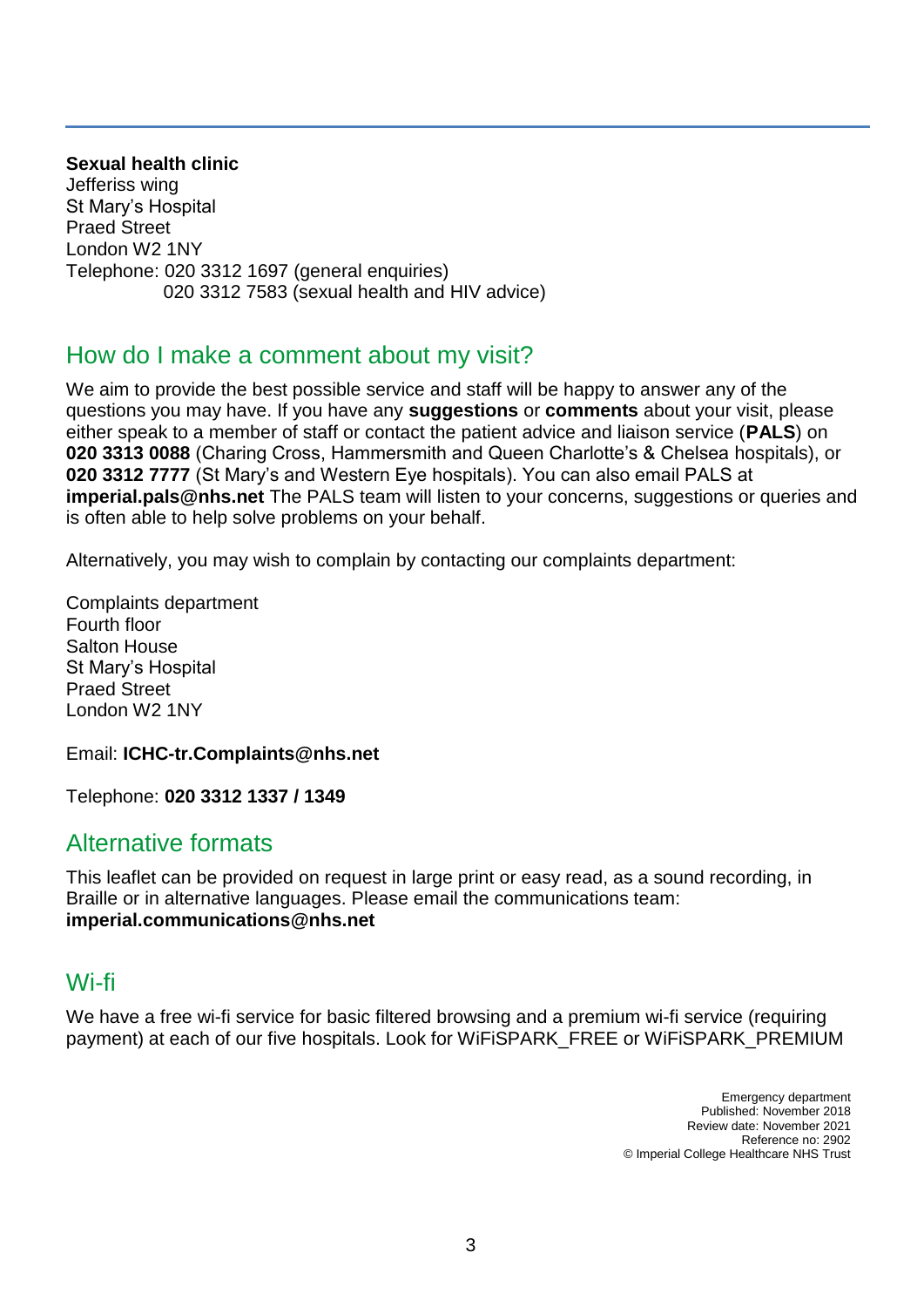**Sexual health clinic**
Jefferiss wing
St Mary's Hospital
Praed Street
London W2 1NY
Telephone: 020 3312 1697 (general enquiries)
020 3312 7583 (sexual health and HIV advice)

## How do I make a comment about my visit?

We aim to provide the best possible service and staff will be happy to answer any of the questions you may have. If you have any **suggestions** or **comments** about your visit, please either speak to a member of staff or contact the patient advice and liaison service (**PALS**) on **020 3313 0088** (Charing Cross, Hammersmith and Queen Charlotte's & Chelsea hospitals), or **020 3312 7777** (St Mary's and Western Eye hospitals). You can also email PALS at **imperial.pals@nhs.net** The PALS team will listen to your concerns, suggestions or queries and is often able to help solve problems on your behalf.

Alternatively, you may wish to complain by contacting our complaints department:

Complaints department
Fourth floor
Salton House
St Mary's Hospital
Praed Street
London W2 1NY

Email: **ICHC-tr.Complaints@nhs.net**

Telephone: **020 3312 1337 / 1349**

## Alternative formats

This leaflet can be provided on request in large print or easy read, as a sound recording, in Braille or in alternative languages. Please email the communications team: **imperial.communications@nhs.net**

## Wi-fi

We have a free wi-fi service for basic filtered browsing and a premium wi-fi service (requiring payment) at each of our five hospitals. Look for WiFiSPARK_FREE or WiFiSPARK_PREMIUM

Emergency department
Published: November 2018
Review date: November 2021
Reference no: 2902
© Imperial College Healthcare NHS Trust